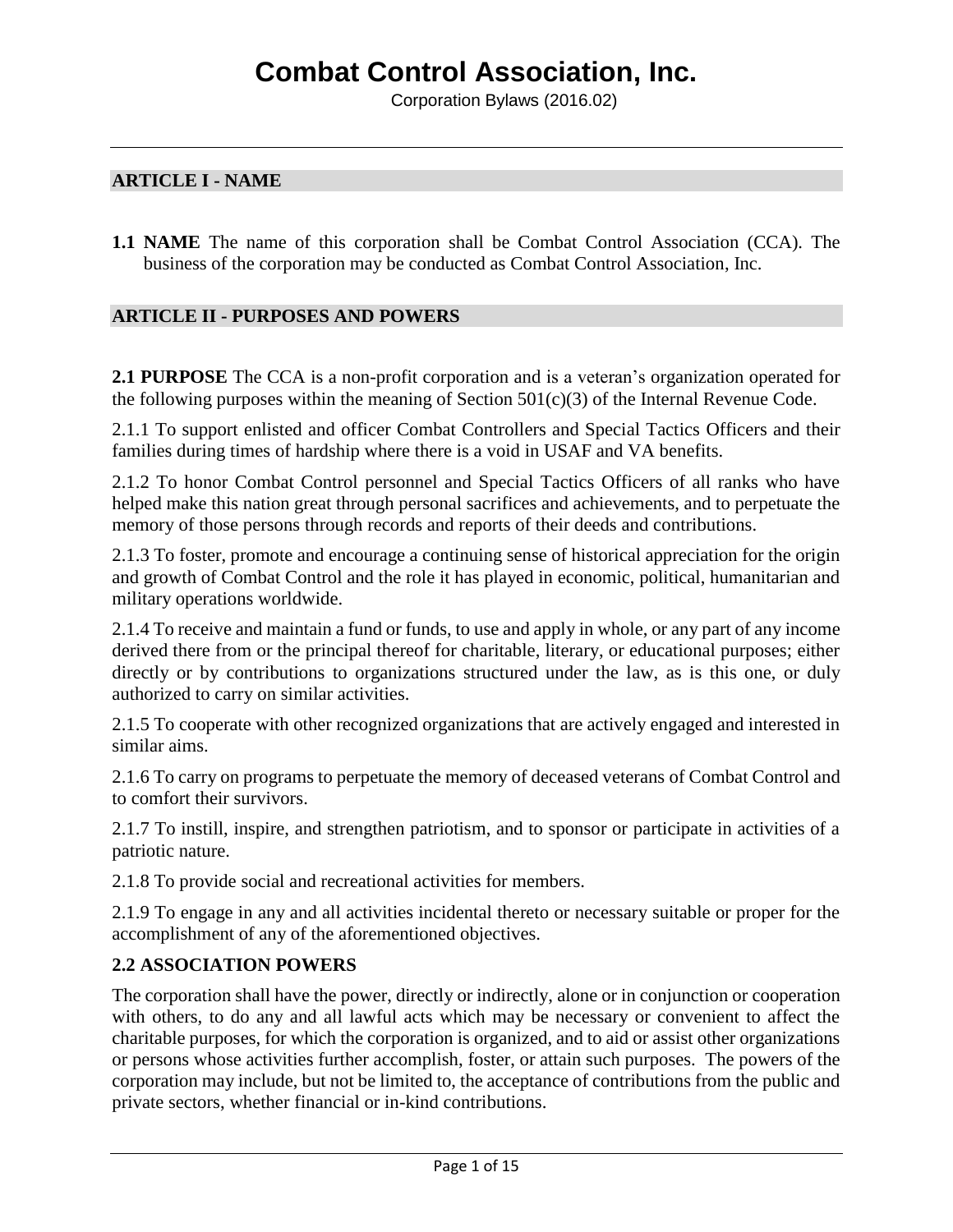# Combat Control Association, Inc.

Corporation Bylaws (2016.02)

## ARTICLE I - NAME

**1.1 NAME** The name of this corporation shall be Combat Control Association (CCA). The business of the corporation may be conducted as Combat Control Association, Inc.

## ARTICLE II - PURPOSES AND POWERS

**2.1 PURPOSE** The CCA is a non-profit corporation and is a veteran's organization operated for the following purposes within the meaning of Section 501(c)(3) of the Internal Revenue Code.

2.1.1 To support enlisted and officer Combat Controllers and Special Tactics Officers and their families during times of hardship where there is a void in USAF and VA benefits.

2.1.2 To honor Combat Control personnel and Special Tactics Officers of all ranks who have helped make this nation great through personal sacrifices and achievements, and to perpetuate the memory of those persons through records and reports of their deeds and contributions.

2.1.3 To foster, promote and encourage a continuing sense of historical appreciation for the origin and growth of Combat Control and the role it has played in economic, political, humanitarian and military operations worldwide.

2.1.4 To receive and maintain a fund or funds, to use and apply in whole, or any part of any income derived there from or the principal thereof for charitable, literary, or educational purposes; either directly or by contributions to organizations structured under the law, as is this one, or duly authorized to carry on similar activities.

2.1.5 To cooperate with other recognized organizations that are actively engaged and interested in similar aims.

2.1.6 To carry on programs to perpetuate the memory of deceased veterans of Combat Control and to comfort their survivors.

2.1.7 To instill, inspire, and strengthen patriotism, and to sponsor or participate in activities of a patriotic nature.

2.1.8 To provide social and recreational activities for members.

2.1.9 To engage in any and all activities incidental thereto or necessary suitable or proper for the accomplishment of any of the aforementioned objectives.

**2.2 ASSOCIATION POWERS**

The corporation shall have the power, directly or indirectly, alone or in conjunction or cooperation with others, to do any and all lawful acts which may be necessary or convenient to affect the charitable purposes, for which the corporation is organized, and to aid or assist other organizations or persons whose activities further accomplish, foster, or attain such purposes. The powers of the corporation may include, but not be limited to, the acceptance of contributions from the public and private sectors, whether financial or in-kind contributions.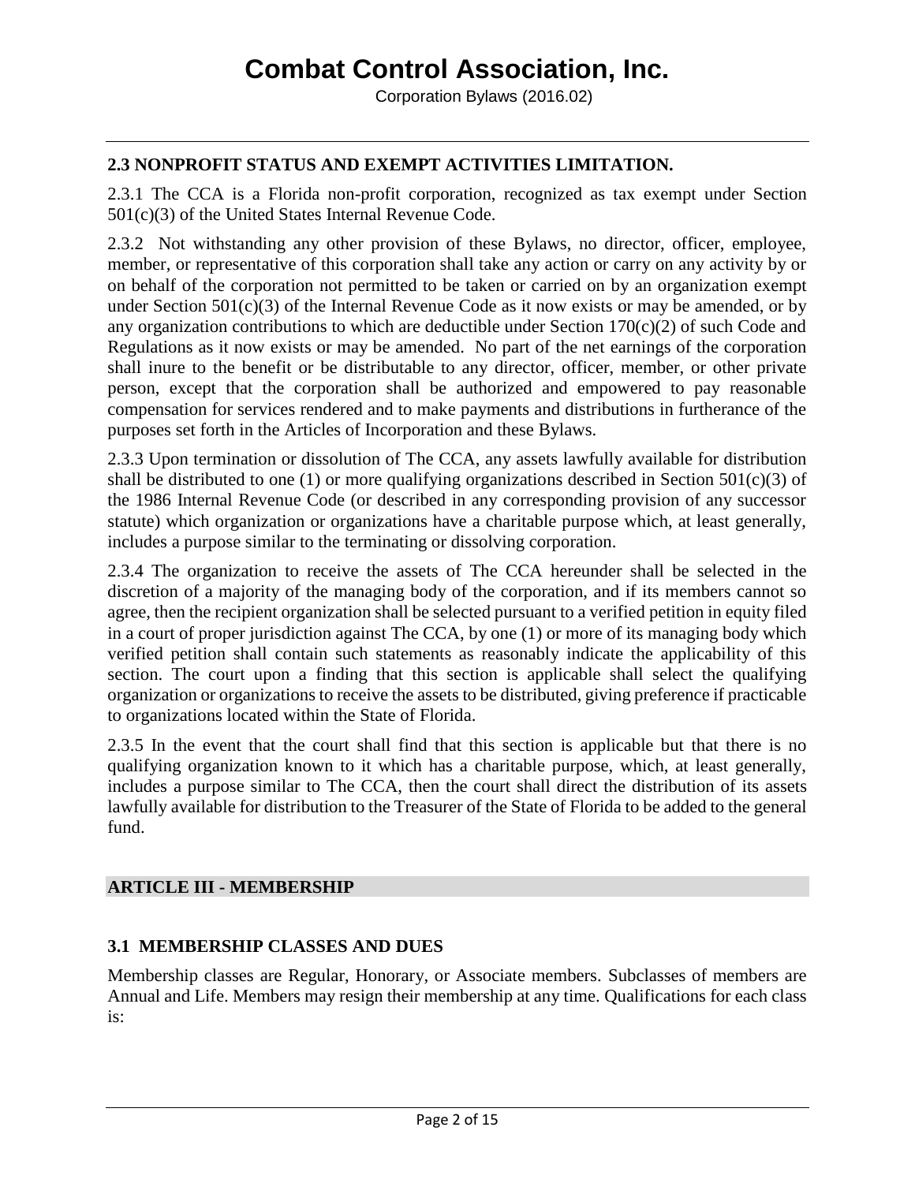### 2.3 NONPROFIT STATUS AND EXEMPT ACTIVITIES LIMITATION.

2.3.1 The CCA is a Florida non-profit corporation, recognized as tax exempt under Section 501(c)(3) of the United States Internal Revenue Code.

2.3.2 Not withstanding any other provision of these Bylaws, no director, officer, employee, member, or representative of this corporation shall take any action or carry on any activity by or on behalf of the corporation not permitted to be taken or carried on by an organization exempt under Section 501(c)(3) of the Internal Revenue Code as it now exists or may be amended, or by any organization contributions to which are deductible under Section 170(c)(2) of such Code and Regulations as it now exists or may be amended. No part of the net earnings of the corporation shall inure to the benefit or be distributable to any director, officer, member, or other private person, except that the corporation shall be authorized and empowered to pay reasonable compensation for services rendered and to make payments and distributions in furtherance of the purposes set forth in the Articles of Incorporation and these Bylaws.

2.3.3 Upon termination or dissolution of The CCA, any assets lawfully available for distribution shall be distributed to one (1) or more qualifying organizations described in Section 501(c)(3) of the 1986 Internal Revenue Code (or described in any corresponding provision of any successor statute) which organization or organizations have a charitable purpose which, at least generally, includes a purpose similar to the terminating or dissolving corporation.

2.3.4 The organization to receive the assets of The CCA hereunder shall be selected in the discretion of a majority of the managing body of the corporation, and if its members cannot so agree, then the recipient organization shall be selected pursuant to a verified petition in equity filed in a court of proper jurisdiction against The CCA, by one (1) or more of its managing body which verified petition shall contain such statements as reasonably indicate the applicability of this section. The court upon a finding that this section is applicable shall select the qualifying organization or organizations to receive the assets to be distributed, giving preference if practicable to organizations located within the State of Florida.

2.3.5 In the event that the court shall find that this section is applicable but that there is no qualifying organization known to it which has a charitable purpose, which, at least generally, includes a purpose similar to The CCA, then the court shall direct the distribution of its assets lawfully available for distribution to the Treasurer of the State of Florida to be added to the general fund.

## ARTICLE III - MEMBERSHIP

### 3.1 MEMBERSHIP CLASSES AND DUES

Membership classes are Regular, Honorary, or Associate members. Subclasses of members are Annual and Life. Members may resign their membership at any time. Qualifications for each class is: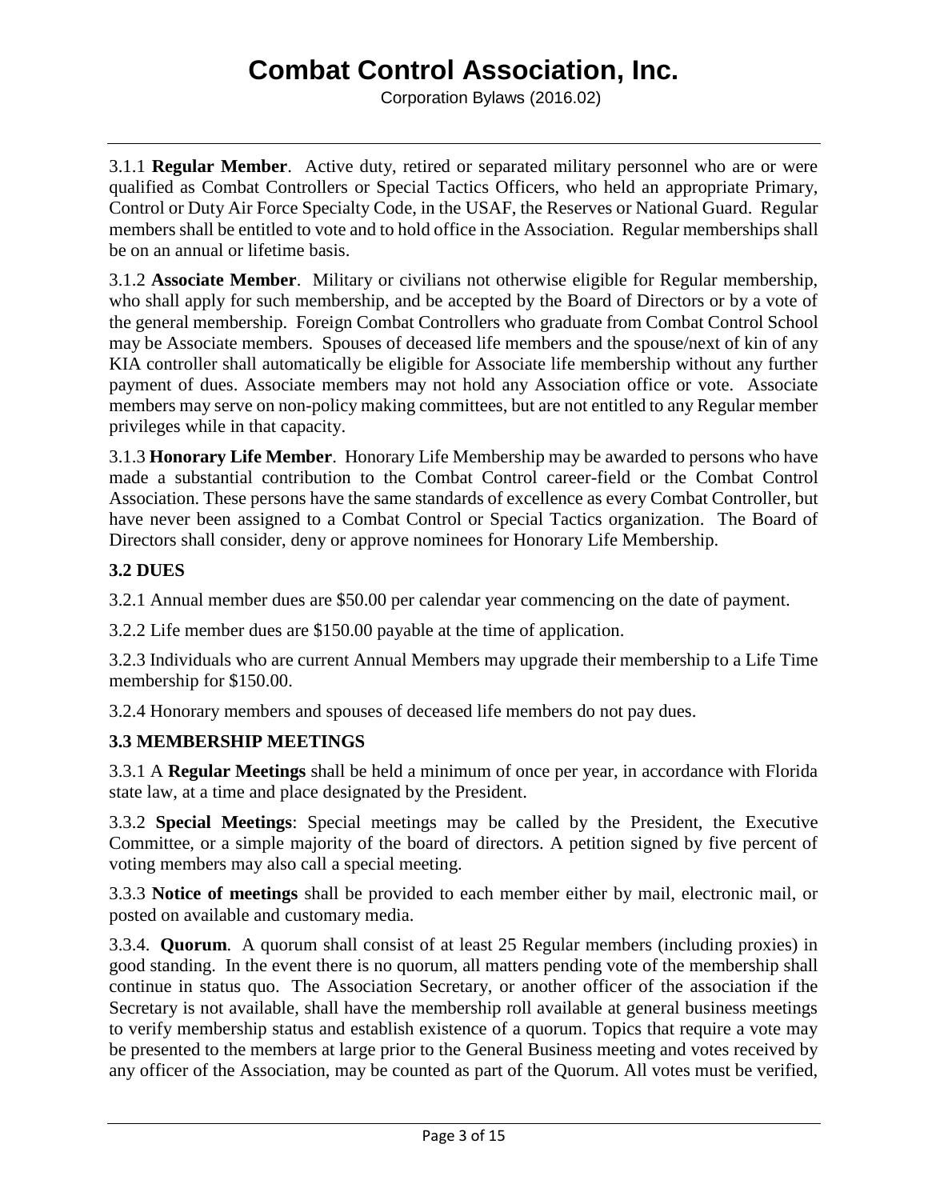3.1.1 **Regular Member**. Active duty, retired or separated military personnel who are or were qualified as Combat Controllers or Special Tactics Officers, who held an appropriate Primary, Control or Duty Air Force Specialty Code, in the USAF, the Reserves or National Guard. Regular members shall be entitled to vote and to hold office in the Association. Regular memberships shall be on an annual or lifetime basis.

3.1.2 **Associate Member**. Military or civilians not otherwise eligible for Regular membership, who shall apply for such membership, and be accepted by the Board of Directors or by a vote of the general membership. Foreign Combat Controllers who graduate from Combat Control School may be Associate members. Spouses of deceased life members and the spouse/next of kin of any KIA controller shall automatically be eligible for Associate life membership without any further payment of dues. Associate members may not hold any Association office or vote. Associate members may serve on non-policy making committees, but are not entitled to any Regular member privileges while in that capacity.

3.1.3 **Honorary Life Member**. Honorary Life Membership may be awarded to persons who have made a substantial contribution to the Combat Control career-field or the Combat Control Association. These persons have the same standards of excellence as every Combat Controller, but have never been assigned to a Combat Control or Special Tactics organization. The Board of Directors shall consider, deny or approve nominees for Honorary Life Membership.

**3.2 DUES**

3.2.1 Annual member dues are $50.00 per calendar year commencing on the date of payment.

3.2.2 Life member dues are $150.00 payable at the time of application.

3.2.3 Individuals who are current Annual Members may upgrade their membership to a Life Time membership for $150.00.

3.2.4 Honorary members and spouses of deceased life members do not pay dues.

**3.3 MEMBERSHIP MEETINGS**

3.3.1 A **Regular Meetings** shall be held a minimum of once per year, in accordance with Florida state law, at a time and place designated by the President.

3.3.2 **Special Meetings**: Special meetings may be called by the President, the Executive Committee, or a simple majority of the board of directors. A petition signed by five percent of voting members may also call a special meeting.

3.3.3 **Notice of meetings** shall be provided to each member either by mail, electronic mail, or posted on available and customary media.

3.3.4. **Quorum**. A quorum shall consist of at least 25 Regular members (including proxies) in good standing. In the event there is no quorum, all matters pending vote of the membership shall continue in status quo. The Association Secretary, or another officer of the association if the Secretary is not available, shall have the membership roll available at general business meetings to verify membership status and establish existence of a quorum. Topics that require a vote may be presented to the members at large prior to the General Business meeting and votes received by any officer of the Association, may be counted as part of the Quorum. All votes must be verified,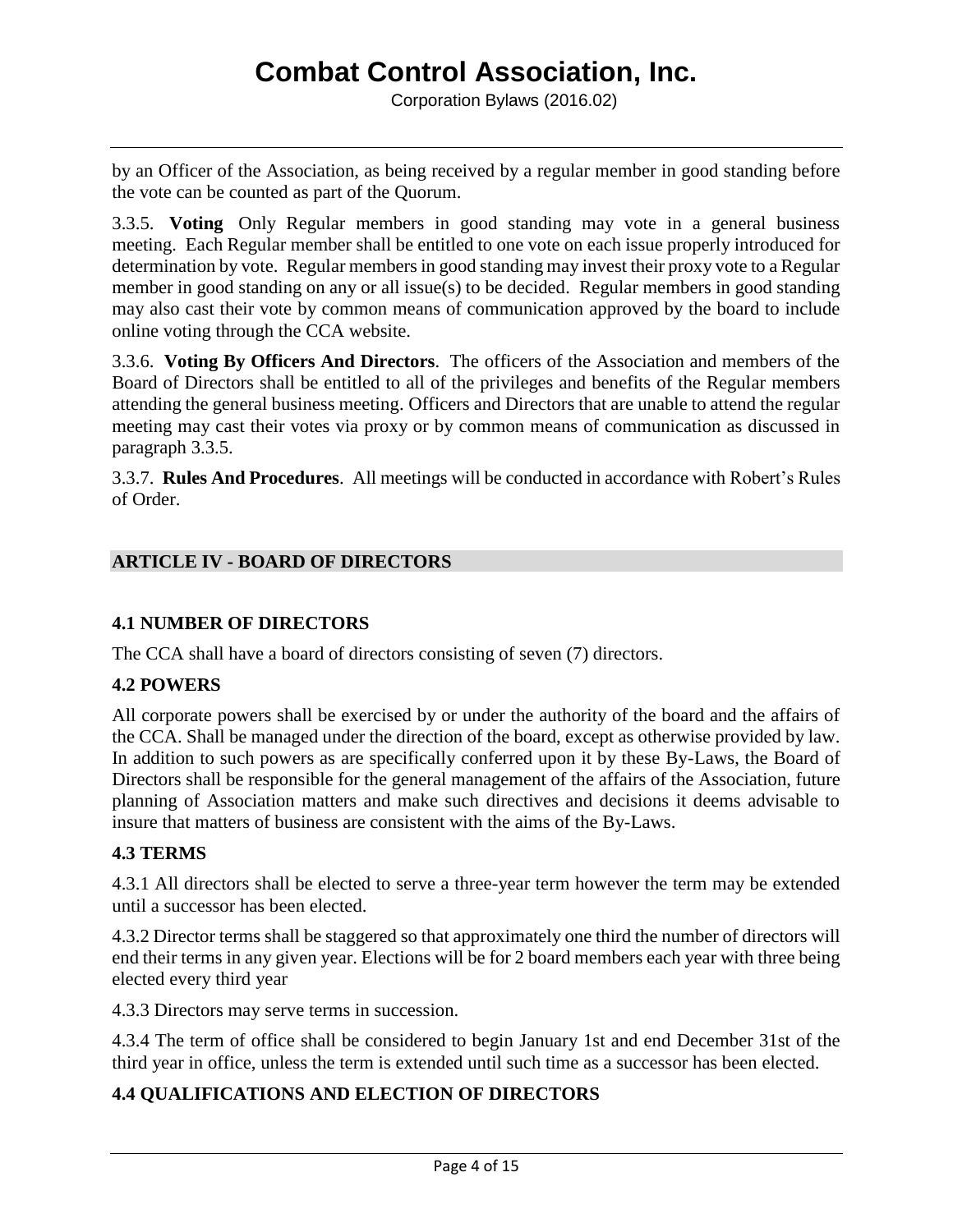by an Officer of the Association, as being received by a regular member in good standing before the vote can be counted as part of the Quorum.

3.3.5. **Voting** Only Regular members in good standing may vote in a general business meeting. Each Regular member shall be entitled to one vote on each issue properly introduced for determination by vote. Regular members in good standing may invest their proxy vote to a Regular member in good standing on any or all issue(s) to be decided. Regular members in good standing may also cast their vote by common means of communication approved by the board to include online voting through the CCA website.

3.3.6. **Voting By Officers And Directors**. The officers of the Association and members of the Board of Directors shall be entitled to all of the privileges and benefits of the Regular members attending the general business meeting. Officers and Directors that are unable to attend the regular meeting may cast their votes via proxy or by common means of communication as discussed in paragraph 3.3.5.

3.3.7. **Rules And Procedures**. All meetings will be conducted in accordance with Robert's Rules of Order.

## ARTICLE IV - BOARD OF DIRECTORS

### 4.1 NUMBER OF DIRECTORS

The CCA shall have a board of directors consisting of seven (7) directors.

### 4.2 POWERS

All corporate powers shall be exercised by or under the authority of the board and the affairs of the CCA. Shall be managed under the direction of the board, except as otherwise provided by law. In addition to such powers as are specifically conferred upon it by these By-Laws, the Board of Directors shall be responsible for the general management of the affairs of the Association, future planning of Association matters and make such directives and decisions it deems advisable to insure that matters of business are consistent with the aims of the By-Laws.

### 4.3 TERMS

4.3.1 All directors shall be elected to serve a three-year term however the term may be extended until a successor has been elected.

4.3.2 Director terms shall be staggered so that approximately one third the number of directors will end their terms in any given year. Elections will be for 2 board members each year with three being elected every third year

4.3.3 Directors may serve terms in succession.

4.3.4 The term of office shall be considered to begin January 1st and end December 31st of the third year in office, unless the term is extended until such time as a successor has been elected.

### 4.4 QUALIFICATIONS AND ELECTION OF DIRECTORS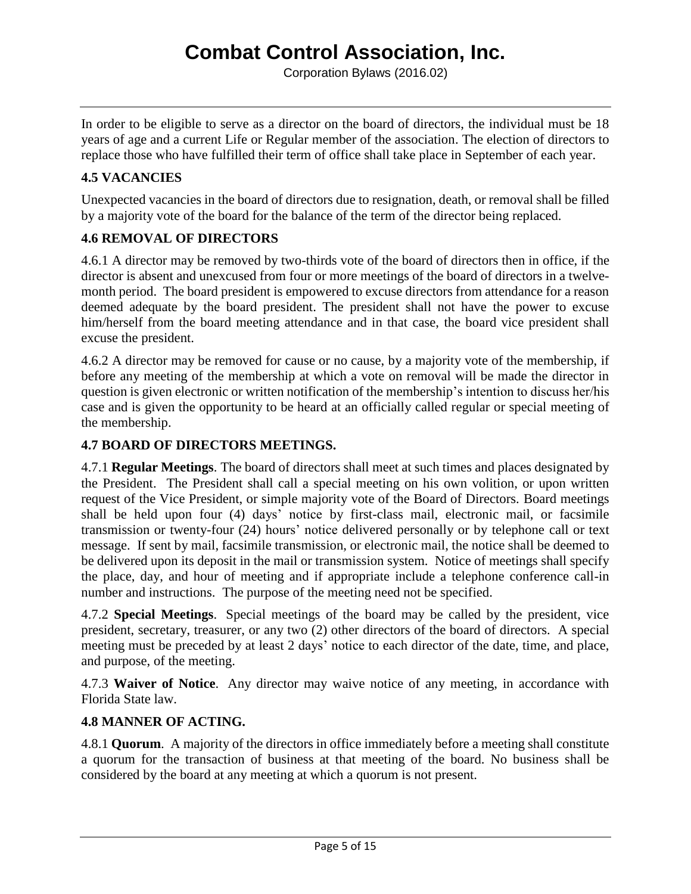In order to be eligible to serve as a director on the board of directors, the individual must be 18 years of age and a current Life or Regular member of the association. The election of directors to replace those who have fulfilled their term of office shall take place in September of each year.

### 4.5 VACANCIES

Unexpected vacancies in the board of directors due to resignation, death, or removal shall be filled by a majority vote of the board for the balance of the term of the director being replaced.

### 4.6 REMOVAL OF DIRECTORS

4.6.1 A director may be removed by two-thirds vote of the board of directors then in office, if the director is absent and unexcused from four or more meetings of the board of directors in a twelve-month period. The board president is empowered to excuse directors from attendance for a reason deemed adequate by the board president. The president shall not have the power to excuse him/herself from the board meeting attendance and in that case, the board vice president shall excuse the president.

4.6.2 A director may be removed for cause or no cause, by a majority vote of the membership, if before any meeting of the membership at which a vote on removal will be made the director in question is given electronic or written notification of the membership's intention to discuss her/his case and is given the opportunity to be heard at an officially called regular or special meeting of the membership.

### 4.7 BOARD OF DIRECTORS MEETINGS.

4.7.1 **Regular Meetings**. The board of directors shall meet at such times and places designated by the President. The President shall call a special meeting on his own volition, or upon written request of the Vice President, or simple majority vote of the Board of Directors. Board meetings shall be held upon four (4) days' notice by first-class mail, electronic mail, or facsimile transmission or twenty-four (24) hours' notice delivered personally or by telephone call or text message. If sent by mail, facsimile transmission, or electronic mail, the notice shall be deemed to be delivered upon its deposit in the mail or transmission system. Notice of meetings shall specify the place, day, and hour of meeting and if appropriate include a telephone conference call-in number and instructions. The purpose of the meeting need not be specified.

4.7.2 **Special Meetings**. Special meetings of the board may be called by the president, vice president, secretary, treasurer, or any two (2) other directors of the board of directors. A special meeting must be preceded by at least 2 days' notice to each director of the date, time, and place, and purpose, of the meeting.

4.7.3 **Waiver of Notice**. Any director may waive notice of any meeting, in accordance with Florida State law.

### 4.8 MANNER OF ACTING.

4.8.1 **Quorum**. A majority of the directors in office immediately before a meeting shall constitute a quorum for the transaction of business at that meeting of the board. No business shall be considered by the board at any meeting at which a quorum is not present.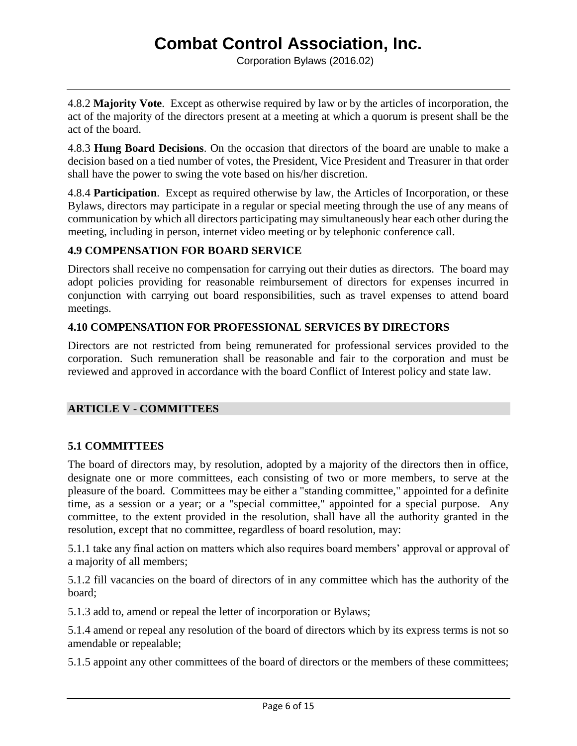4.8.2 **Majority Vote**. Except as otherwise required by law or by the articles of incorporation, the act of the majority of the directors present at a meeting at which a quorum is present shall be the act of the board.

4.8.3 **Hung Board Decisions**. On the occasion that directors of the board are unable to make a decision based on a tied number of votes, the President, Vice President and Treasurer in that order shall have the power to swing the vote based on his/her discretion.

4.8.4 **Participation**. Except as required otherwise by law, the Articles of Incorporation, or these Bylaws, directors may participate in a regular or special meeting through the use of any means of communication by which all directors participating may simultaneously hear each other during the meeting, including in person, internet video meeting or by telephonic conference call.

### 4.9 COMPENSATION FOR BOARD SERVICE

Directors shall receive no compensation for carrying out their duties as directors. The board may adopt policies providing for reasonable reimbursement of directors for expenses incurred in conjunction with carrying out board responsibilities, such as travel expenses to attend board meetings.

### 4.10 COMPENSATION FOR PROFESSIONAL SERVICES BY DIRECTORS

Directors are not restricted from being remunerated for professional services provided to the corporation. Such remuneration shall be reasonable and fair to the corporation and must be reviewed and approved in accordance with the board Conflict of Interest policy and state law.

## ARTICLE V - COMMITTEES

### 5.1 COMMITTEES

The board of directors may, by resolution, adopted by a majority of the directors then in office, designate one or more committees, each consisting of two or more members, to serve at the pleasure of the board. Committees may be either a "standing committee," appointed for a definite time, as a session or a year; or a "special committee," appointed for a special purpose. Any committee, to the extent provided in the resolution, shall have all the authority granted in the resolution, except that no committee, regardless of board resolution, may:

5.1.1 take any final action on matters which also requires board members' approval or approval of a majority of all members;

5.1.2 fill vacancies on the board of directors of in any committee which has the authority of the board;

5.1.3 add to, amend or repeal the letter of incorporation or Bylaws;

5.1.4 amend or repeal any resolution of the board of directors which by its express terms is not so amendable or repealable;

5.1.5 appoint any other committees of the board of directors or the members of these committees;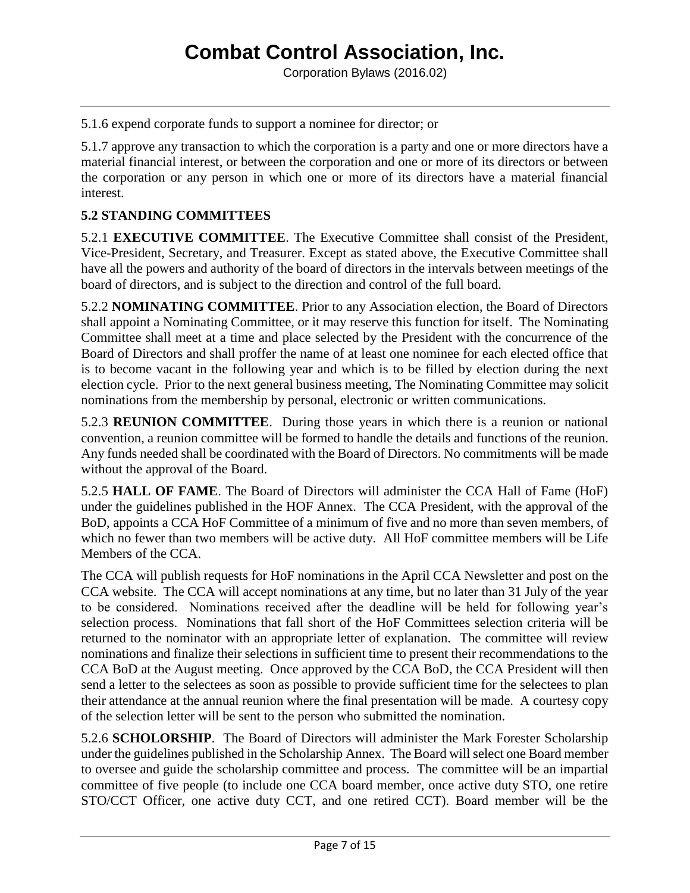5.1.6 expend corporate funds to support a nominee for director; or

5.1.7 approve any transaction to which the corporation is a party and one or more directors have a material financial interest, or between the corporation and one or more of its directors or between the corporation or any person in which one or more of its directors have a material financial interest.

**5.2 STANDING COMMITTEES**

5.2.1 **EXECUTIVE COMMITTEE**. The Executive Committee shall consist of the President, Vice-President, Secretary, and Treasurer. Except as stated above, the Executive Committee shall have all the powers and authority of the board of directors in the intervals between meetings of the board of directors, and is subject to the direction and control of the full board.

5.2.2 **NOMINATING COMMITTEE**. Prior to any Association election, the Board of Directors shall appoint a Nominating Committee, or it may reserve this function for itself. The Nominating Committee shall meet at a time and place selected by the President with the concurrence of the Board of Directors and shall proffer the name of at least one nominee for each elected office that is to become vacant in the following year and which is to be filled by election during the next election cycle. Prior to the next general business meeting, The Nominating Committee may solicit nominations from the membership by personal, electronic or written communications.

5.2.3 **REUNION COMMITTEE**. During those years in which there is a reunion or national convention, a reunion committee will be formed to handle the details and functions of the reunion. Any funds needed shall be coordinated with the Board of Directors. No commitments will be made without the approval of the Board.

5.2.5 **HALL OF FAME**. The Board of Directors will administer the CCA Hall of Fame (HoF) under the guidelines published in the HOF Annex. The CCA President, with the approval of the BoD, appoints a CCA HoF Committee of a minimum of five and no more than seven members, of which no fewer than two members will be active duty. All HoF committee members will be Life Members of the CCA.

The CCA will publish requests for HoF nominations in the April CCA Newsletter and post on the CCA website. The CCA will accept nominations at any time, but no later than 31 July of the year to be considered. Nominations received after the deadline will be held for following year's selection process. Nominations that fall short of the HoF Committees selection criteria will be returned to the nominator with an appropriate letter of explanation. The committee will review nominations and finalize their selections in sufficient time to present their recommendations to the CCA BoD at the August meeting. Once approved by the CCA BoD, the CCA President will then send a letter to the selectees as soon as possible to provide sufficient time for the selectees to plan their attendance at the annual reunion where the final presentation will be made. A courtesy copy of the selection letter will be sent to the person who submitted the nomination.

5.2.6 **SCHOLORSHIP**. The Board of Directors will administer the Mark Forester Scholarship under the guidelines published in the Scholarship Annex. The Board will select one Board member to oversee and guide the scholarship committee and process. The committee will be an impartial committee of five people (to include one CCA board member, once active duty STO, one retire STO/CCT Officer, one active duty CCT, and one retired CCT). Board member will be the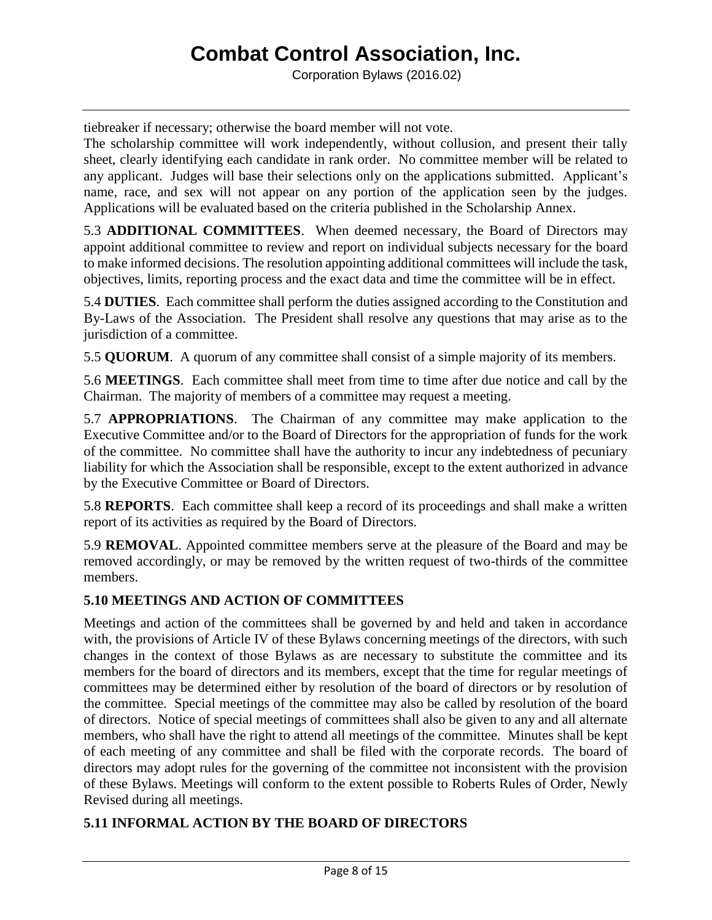tiebreaker if necessary; otherwise the board member will not vote.

The scholarship committee will work independently, without collusion, and present their tally sheet, clearly identifying each candidate in rank order. No committee member will be related to any applicant. Judges will base their selections only on the applications submitted. Applicant's name, race, and sex will not appear on any portion of the application seen by the judges. Applications will be evaluated based on the criteria published in the Scholarship Annex.

5.3 **ADDITIONAL COMMITTEES**. When deemed necessary, the Board of Directors may appoint additional committee to review and report on individual subjects necessary for the board to make informed decisions. The resolution appointing additional committees will include the task, objectives, limits, reporting process and the exact data and time the committee will be in effect.

5.4 **DUTIES**. Each committee shall perform the duties assigned according to the Constitution and By-Laws of the Association. The President shall resolve any questions that may arise as to the jurisdiction of a committee.

5.5 **QUORUM**. A quorum of any committee shall consist of a simple majority of its members.

5.6 **MEETINGS**. Each committee shall meet from time to time after due notice and call by the Chairman. The majority of members of a committee may request a meeting.

5.7 **APPROPRIATIONS**. The Chairman of any committee may make application to the Executive Committee and/or to the Board of Directors for the appropriation of funds for the work of the committee. No committee shall have the authority to incur any indebtedness of pecuniary liability for which the Association shall be responsible, except to the extent authorized in advance by the Executive Committee or Board of Directors.

5.8 **REPORTS**. Each committee shall keep a record of its proceedings and shall make a written report of its activities as required by the Board of Directors.

5.9 **REMOVAL**. Appointed committee members serve at the pleasure of the Board and may be removed accordingly, or may be removed by the written request of two-thirds of the committee members.

### 5.10 MEETINGS AND ACTION OF COMMITTEES

Meetings and action of the committees shall be governed by and held and taken in accordance with, the provisions of Article IV of these Bylaws concerning meetings of the directors, with such changes in the context of those Bylaws as are necessary to substitute the committee and its members for the board of directors and its members, except that the time for regular meetings of committees may be determined either by resolution of the board of directors or by resolution of the committee. Special meetings of the committee may also be called by resolution of the board of directors. Notice of special meetings of committees shall also be given to any and all alternate members, who shall have the right to attend all meetings of the committee. Minutes shall be kept of each meeting of any committee and shall be filed with the corporate records. The board of directors may adopt rules for the governing of the committee not inconsistent with the provision of these Bylaws. Meetings will conform to the extent possible to Roberts Rules of Order, Newly Revised during all meetings.

### 5.11 INFORMAL ACTION BY THE BOARD OF DIRECTORS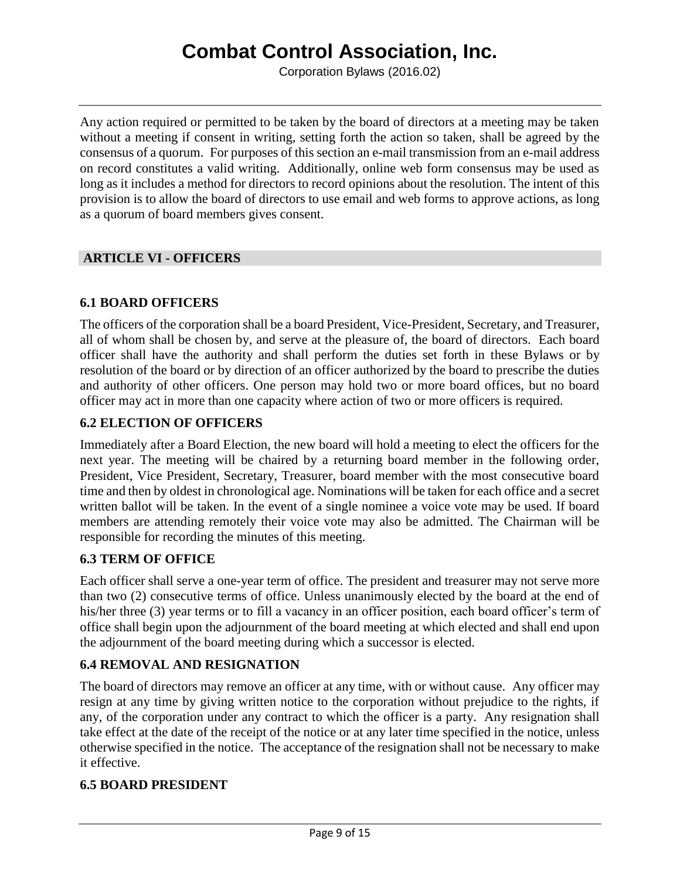Any action required or permitted to be taken by the board of directors at a meeting may be taken without a meeting if consent in writing, setting forth the action so taken, shall be agreed by the consensus of a quorum. For purposes of this section an e-mail transmission from an e-mail address on record constitutes a valid writing. Additionally, online web form consensus may be used as long as it includes a method for directors to record opinions about the resolution. The intent of this provision is to allow the board of directors to use email and web forms to approve actions, as long as a quorum of board members gives consent.

## ARTICLE VI - OFFICERS

### 6.1 BOARD OFFICERS

The officers of the corporation shall be a board President, Vice-President, Secretary, and Treasurer, all of whom shall be chosen by, and serve at the pleasure of, the board of directors. Each board officer shall have the authority and shall perform the duties set forth in these Bylaws or by resolution of the board or by direction of an officer authorized by the board to prescribe the duties and authority of other officers. One person may hold two or more board offices, but no board officer may act in more than one capacity where action of two or more officers is required.

### 6.2 ELECTION OF OFFICERS

Immediately after a Board Election, the new board will hold a meeting to elect the officers for the next year. The meeting will be chaired by a returning board member in the following order, President, Vice President, Secretary, Treasurer, board member with the most consecutive board time and then by oldest in chronological age. Nominations will be taken for each office and a secret written ballot will be taken. In the event of a single nominee a voice vote may be used. If board members are attending remotely their voice vote may also be admitted. The Chairman will be responsible for recording the minutes of this meeting.

### 6.3 TERM OF OFFICE

Each officer shall serve a one-year term of office. The president and treasurer may not serve more than two (2) consecutive terms of office. Unless unanimously elected by the board at the end of his/her three (3) year terms or to fill a vacancy in an officer position, each board officer's term of office shall begin upon the adjournment of the board meeting at which elected and shall end upon the adjournment of the board meeting during which a successor is elected.

### 6.4 REMOVAL AND RESIGNATION

The board of directors may remove an officer at any time, with or without cause. Any officer may resign at any time by giving written notice to the corporation without prejudice to the rights, if any, of the corporation under any contract to which the officer is a party. Any resignation shall take effect at the date of the receipt of the notice or at any later time specified in the notice, unless otherwise specified in the notice. The acceptance of the resignation shall not be necessary to make it effective.

### 6.5 BOARD PRESIDENT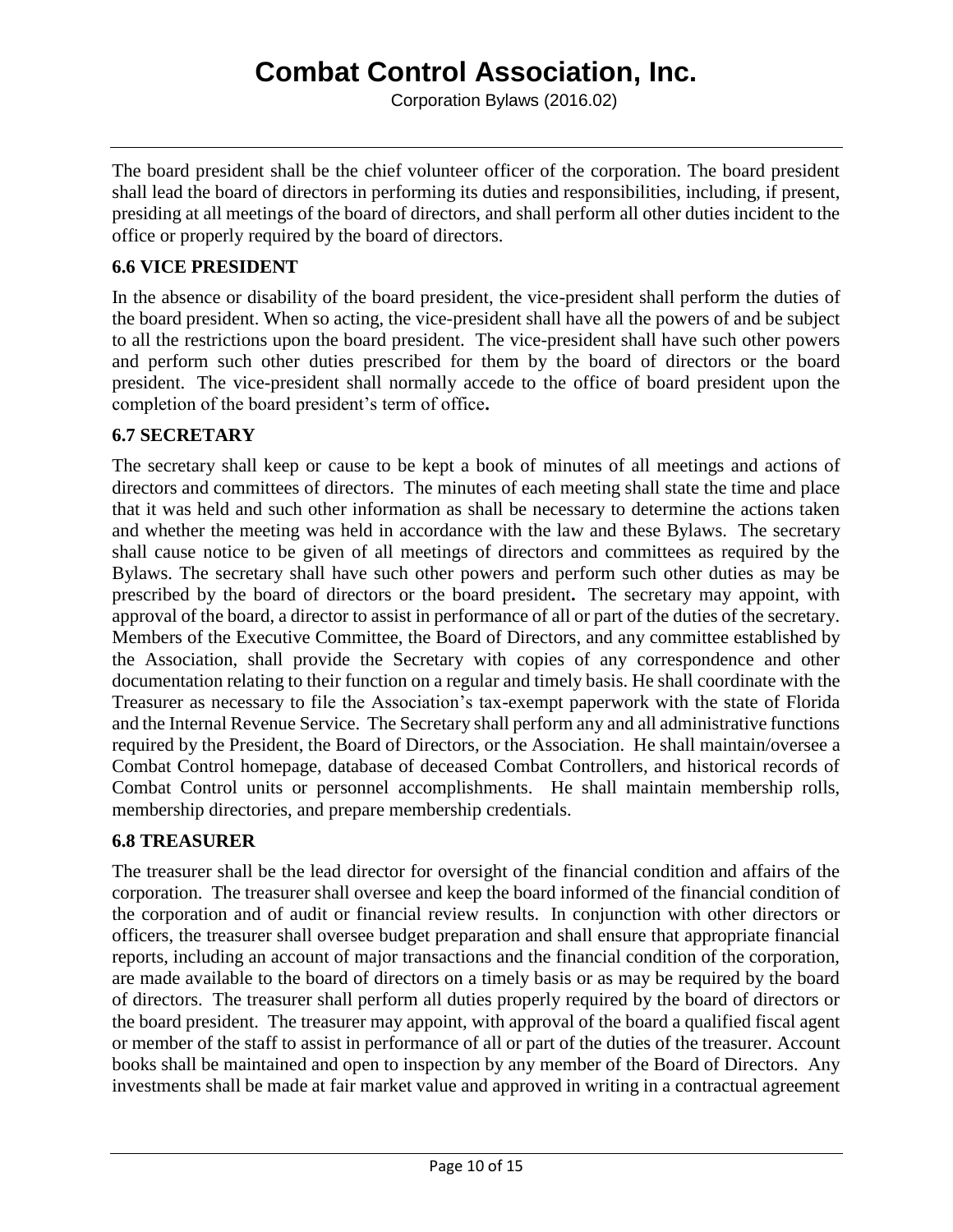The board president shall be the chief volunteer officer of the corporation. The board president shall lead the board of directors in performing its duties and responsibilities, including, if present, presiding at all meetings of the board of directors, and shall perform all other duties incident to the office or properly required by the board of directors.

### 6.6 VICE PRESIDENT

In the absence or disability of the board president, the vice-president shall perform the duties of the board president. When so acting, the vice-president shall have all the powers of and be subject to all the restrictions upon the board president. The vice-president shall have such other powers and perform such other duties prescribed for them by the board of directors or the board president. The vice-president shall normally accede to the office of board president upon the completion of the board president's term of office**.**

### 6.7 SECRETARY

The secretary shall keep or cause to be kept a book of minutes of all meetings and actions of directors and committees of directors. The minutes of each meeting shall state the time and place that it was held and such other information as shall be necessary to determine the actions taken and whether the meeting was held in accordance with the law and these Bylaws. The secretary shall cause notice to be given of all meetings of directors and committees as required by the Bylaws. The secretary shall have such other powers and perform such other duties as may be prescribed by the board of directors or the board president**.** The secretary may appoint, with approval of the board, a director to assist in performance of all or part of the duties of the secretary. Members of the Executive Committee, the Board of Directors, and any committee established by the Association, shall provide the Secretary with copies of any correspondence and other documentation relating to their function on a regular and timely basis. He shall coordinate with the Treasurer as necessary to file the Association's tax-exempt paperwork with the state of Florida and the Internal Revenue Service. The Secretary shall perform any and all administrative functions required by the President, the Board of Directors, or the Association. He shall maintain/oversee a Combat Control homepage, database of deceased Combat Controllers, and historical records of Combat Control units or personnel accomplishments. He shall maintain membership rolls, membership directories, and prepare membership credentials.

### 6.8 TREASURER

The treasurer shall be the lead director for oversight of the financial condition and affairs of the corporation. The treasurer shall oversee and keep the board informed of the financial condition of the corporation and of audit or financial review results. In conjunction with other directors or officers, the treasurer shall oversee budget preparation and shall ensure that appropriate financial reports, including an account of major transactions and the financial condition of the corporation, are made available to the board of directors on a timely basis or as may be required by the board of directors. The treasurer shall perform all duties properly required by the board of directors or the board president. The treasurer may appoint, with approval of the board a qualified fiscal agent or member of the staff to assist in performance of all or part of the duties of the treasurer. Account books shall be maintained and open to inspection by any member of the Board of Directors. Any investments shall be made at fair market value and approved in writing in a contractual agreement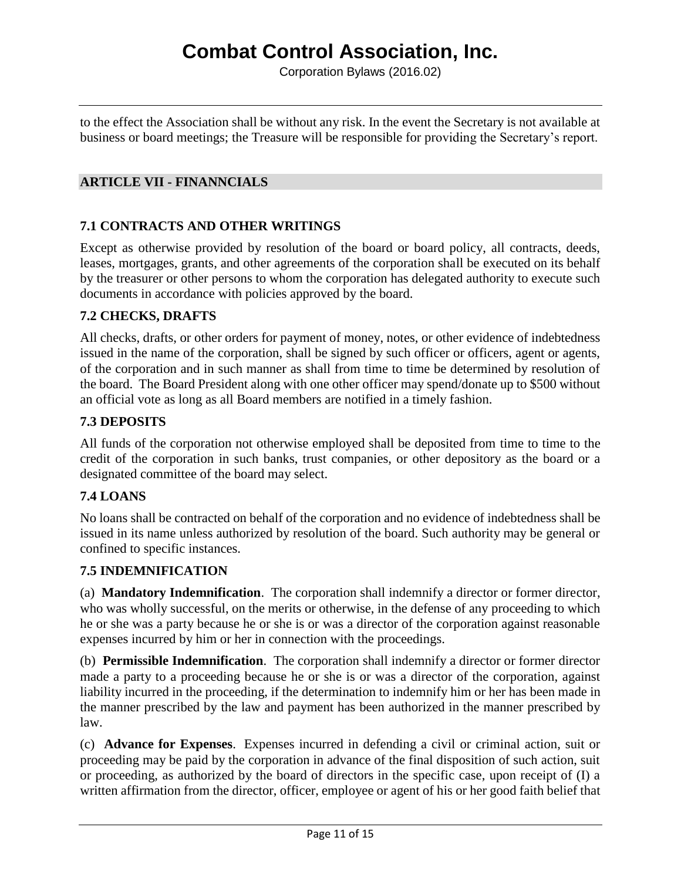to the effect the Association shall be without any risk. In the event the Secretary is not available at business or board meetings; the Treasure will be responsible for providing the Secretary's report.

## ARTICLE VII - FINANNCIALS

### 7.1 CONTRACTS AND OTHER WRITINGS

Except as otherwise provided by resolution of the board or board policy, all contracts, deeds, leases, mortgages, grants, and other agreements of the corporation shall be executed on its behalf by the treasurer or other persons to whom the corporation has delegated authority to execute such documents in accordance with policies approved by the board.

### 7.2 CHECKS, DRAFTS

All checks, drafts, or other orders for payment of money, notes, or other evidence of indebtedness issued in the name of the corporation, shall be signed by such officer or officers, agent or agents, of the corporation and in such manner as shall from time to time be determined by resolution of the board. The Board President along with one other officer may spend/donate up to $500 without an official vote as long as all Board members are notified in a timely fashion.

### 7.3 DEPOSITS

All funds of the corporation not otherwise employed shall be deposited from time to time to the credit of the corporation in such banks, trust companies, or other depository as the board or a designated committee of the board may select.

### 7.4 LOANS

No loans shall be contracted on behalf of the corporation and no evidence of indebtedness shall be issued in its name unless authorized by resolution of the board. Such authority may be general or confined to specific instances.

### 7.5 INDEMNIFICATION

(a) **Mandatory Indemnification**. The corporation shall indemnify a director or former director, who was wholly successful, on the merits or otherwise, in the defense of any proceeding to which he or she was a party because he or she is or was a director of the corporation against reasonable expenses incurred by him or her in connection with the proceedings.

(b) **Permissible Indemnification**. The corporation shall indemnify a director or former director made a party to a proceeding because he or she is or was a director of the corporation, against liability incurred in the proceeding, if the determination to indemnify him or her has been made in the manner prescribed by the law and payment has been authorized in the manner prescribed by law.

(c) **Advance for Expenses**. Expenses incurred in defending a civil or criminal action, suit or proceeding may be paid by the corporation in advance of the final disposition of such action, suit or proceeding, as authorized by the board of directors in the specific case, upon receipt of (I) a written affirmation from the director, officer, employee or agent of his or her good faith belief that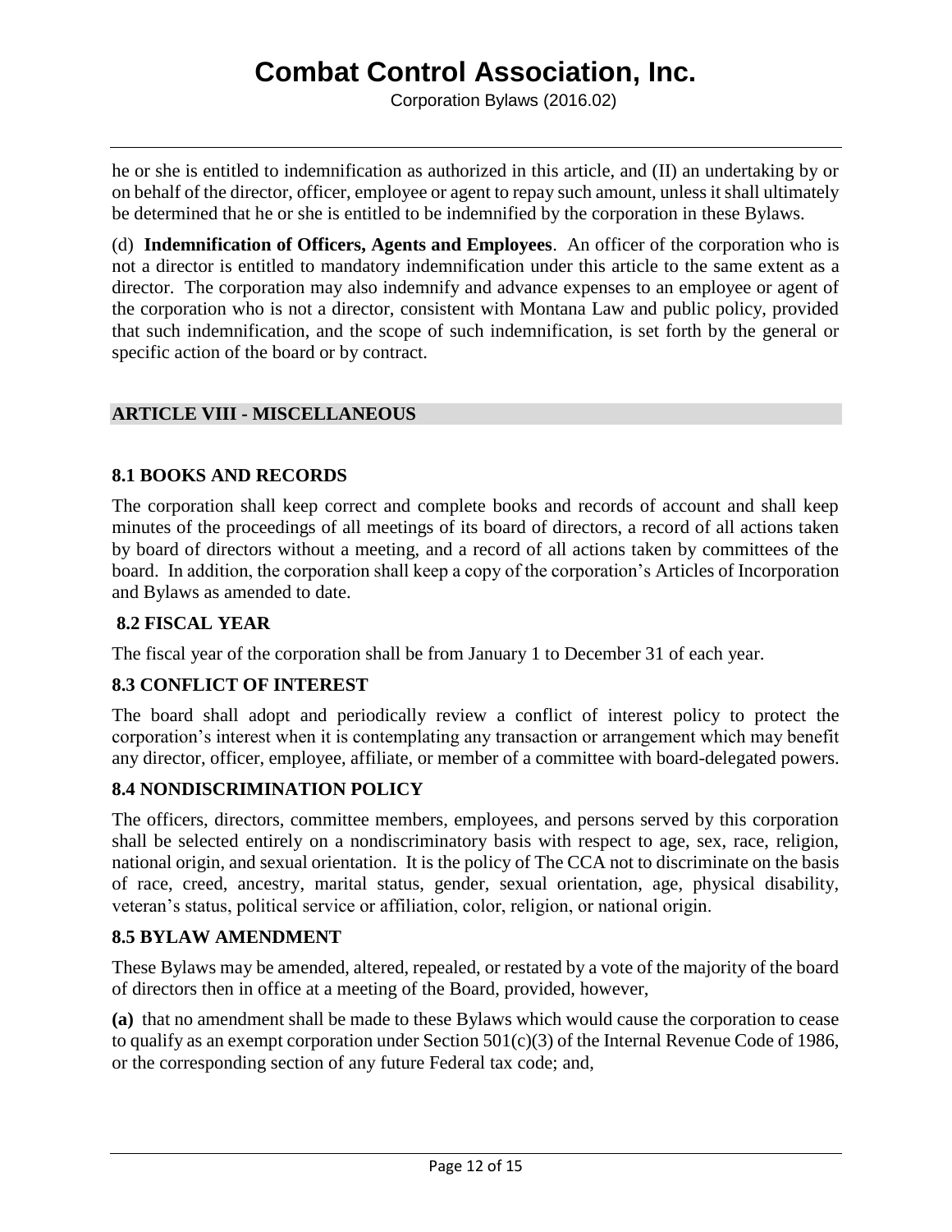he or she is entitled to indemnification as authorized in this article, and (II) an undertaking by or on behalf of the director, officer, employee or agent to repay such amount, unless it shall ultimately be determined that he or she is entitled to be indemnified by the corporation in these Bylaws.

(d) **Indemnification of Officers, Agents and Employees**. An officer of the corporation who is not a director is entitled to mandatory indemnification under this article to the same extent as a director. The corporation may also indemnify and advance expenses to an employee or agent of the corporation who is not a director, consistent with Montana Law and public policy, provided that such indemnification, and the scope of such indemnification, is set forth by the general or specific action of the board or by contract.

## ARTICLE VIII - MISCELLANEOUS

### 8.1 BOOKS AND RECORDS

The corporation shall keep correct and complete books and records of account and shall keep minutes of the proceedings of all meetings of its board of directors, a record of all actions taken by board of directors without a meeting, and a record of all actions taken by committees of the board. In addition, the corporation shall keep a copy of the corporation's Articles of Incorporation and Bylaws as amended to date.

### 8.2 FISCAL YEAR

The fiscal year of the corporation shall be from January 1 to December 31 of each year.

### 8.3 CONFLICT OF INTEREST

The board shall adopt and periodically review a conflict of interest policy to protect the corporation's interest when it is contemplating any transaction or arrangement which may benefit any director, officer, employee, affiliate, or member of a committee with board-delegated powers.

### 8.4 NONDISCRIMINATION POLICY

The officers, directors, committee members, employees, and persons served by this corporation shall be selected entirely on a nondiscriminatory basis with respect to age, sex, race, religion, national origin, and sexual orientation. It is the policy of The CCA not to discriminate on the basis of race, creed, ancestry, marital status, gender, sexual orientation, age, physical disability, veteran's status, political service or affiliation, color, religion, or national origin.

### 8.5 BYLAW AMENDMENT

These Bylaws may be amended, altered, repealed, or restated by a vote of the majority of the board of directors then in office at a meeting of the Board, provided, however,

**(a)** that no amendment shall be made to these Bylaws which would cause the corporation to cease to qualify as an exempt corporation under Section 501(c)(3) of the Internal Revenue Code of 1986, or the corresponding section of any future Federal tax code; and,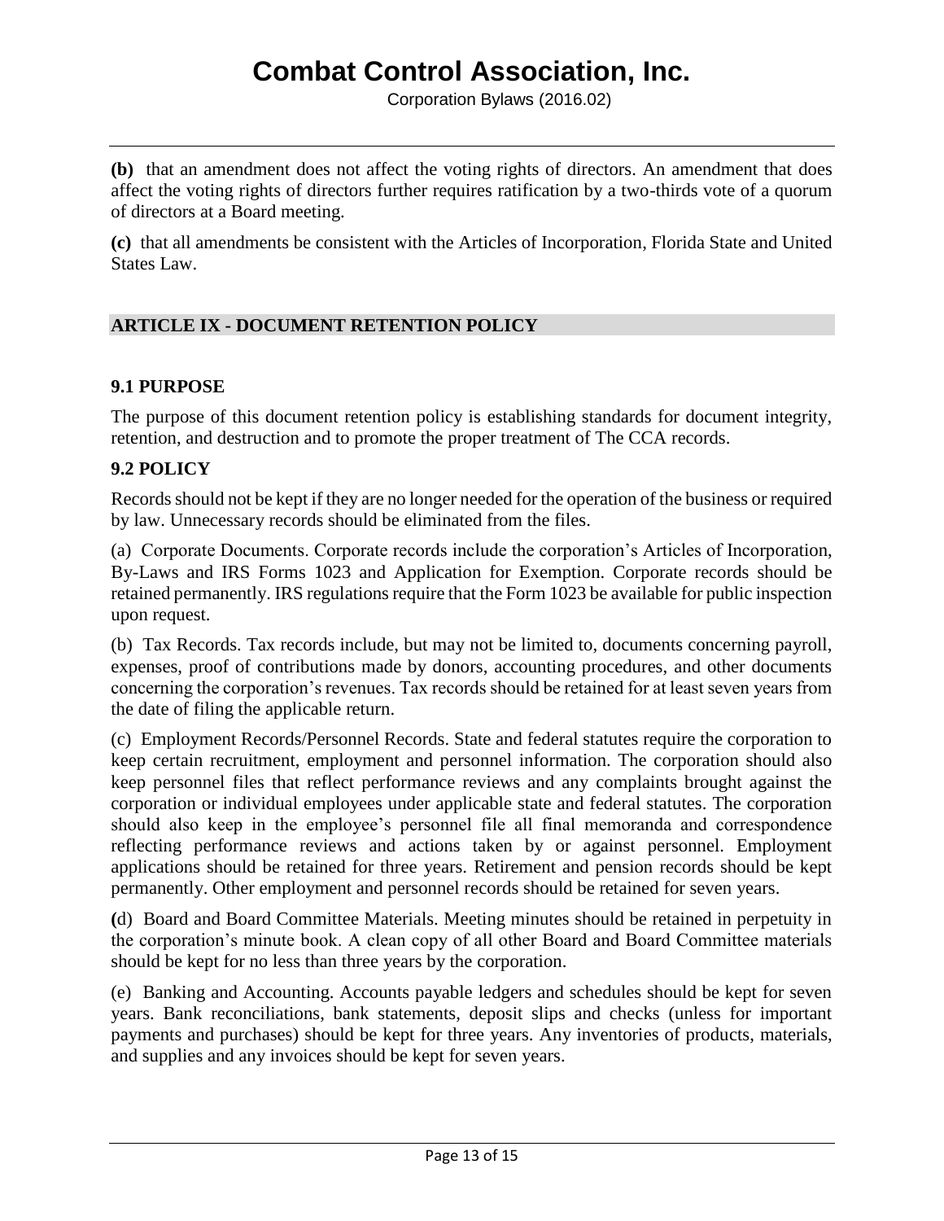**(b)** that an amendment does not affect the voting rights of directors. An amendment that does affect the voting rights of directors further requires ratification by a two-thirds vote of a quorum of directors at a Board meeting.

**(c)** that all amendments be consistent with the Articles of Incorporation, Florida State and United States Law.

## ARTICLE IX - DOCUMENT RETENTION POLICY

### 9.1 PURPOSE

The purpose of this document retention policy is establishing standards for document integrity, retention, and destruction and to promote the proper treatment of The CCA records.

### 9.2 POLICY

Records should not be kept if they are no longer needed for the operation of the business or required by law. Unnecessary records should be eliminated from the files.

(a) Corporate Documents. Corporate records include the corporation's Articles of Incorporation, By-Laws and IRS Forms 1023 and Application for Exemption. Corporate records should be retained permanently. IRS regulations require that the Form 1023 be available for public inspection upon request.

(b) Tax Records. Tax records include, but may not be limited to, documents concerning payroll, expenses, proof of contributions made by donors, accounting procedures, and other documents concerning the corporation's revenues. Tax records should be retained for at least seven years from the date of filing the applicable return.

(c) Employment Records/Personnel Records. State and federal statutes require the corporation to keep certain recruitment, employment and personnel information. The corporation should also keep personnel files that reflect performance reviews and any complaints brought against the corporation or individual employees under applicable state and federal statutes. The corporation should also keep in the employee's personnel file all final memoranda and correspondence reflecting performance reviews and actions taken by or against personnel. Employment applications should be retained for three years. Retirement and pension records should be kept permanently. Other employment and personnel records should be retained for seven years.

(d) Board and Board Committee Materials. Meeting minutes should be retained in perpetuity in the corporation's minute book. A clean copy of all other Board and Board Committee materials should be kept for no less than three years by the corporation.

(e) Banking and Accounting. Accounts payable ledgers and schedules should be kept for seven years. Bank reconciliations, bank statements, deposit slips and checks (unless for important payments and purchases) should be kept for three years. Any inventories of products, materials, and supplies and any invoices should be kept for seven years.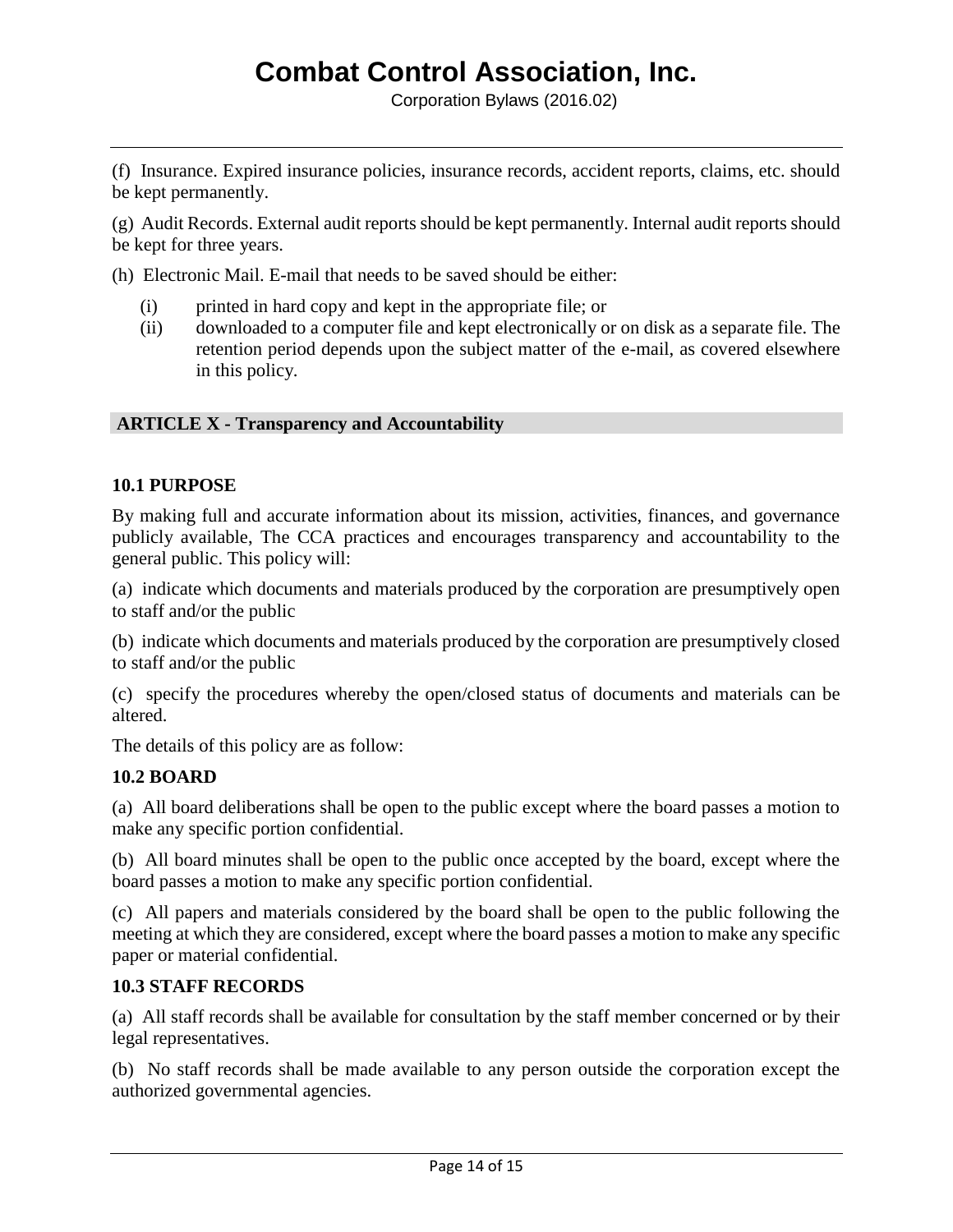(f) Insurance. Expired insurance policies, insurance records, accident reports, claims, etc. should be kept permanently.

(g) Audit Records. External audit reports should be kept permanently. Internal audit reports should be kept for three years.

(h) Electronic Mail. E-mail that needs to be saved should be either:

- (i) printed in hard copy and kept in the appropriate file; or
- (ii) downloaded to a computer file and kept electronically or on disk as a separate file. The retention period depends upon the subject matter of the e-mail, as covered elsewhere in this policy.

## ARTICLE X - Transparency and Accountability

### 10.1 PURPOSE

By making full and accurate information about its mission, activities, finances, and governance publicly available, The CCA practices and encourages transparency and accountability to the general public. This policy will:

(a) indicate which documents and materials produced by the corporation are presumptively open to staff and/or the public

(b) indicate which documents and materials produced by the corporation are presumptively closed to staff and/or the public

(c) specify the procedures whereby the open/closed status of documents and materials can be altered.

The details of this policy are as follow:

### 10.2 BOARD

(a) All board deliberations shall be open to the public except where the board passes a motion to make any specific portion confidential.

(b) All board minutes shall be open to the public once accepted by the board, except where the board passes a motion to make any specific portion confidential.

(c) All papers and materials considered by the board shall be open to the public following the meeting at which they are considered, except where the board passes a motion to make any specific paper or material confidential.

### 10.3 STAFF RECORDS

(a) All staff records shall be available for consultation by the staff member concerned or by their legal representatives.

(b) No staff records shall be made available to any person outside the corporation except the authorized governmental agencies.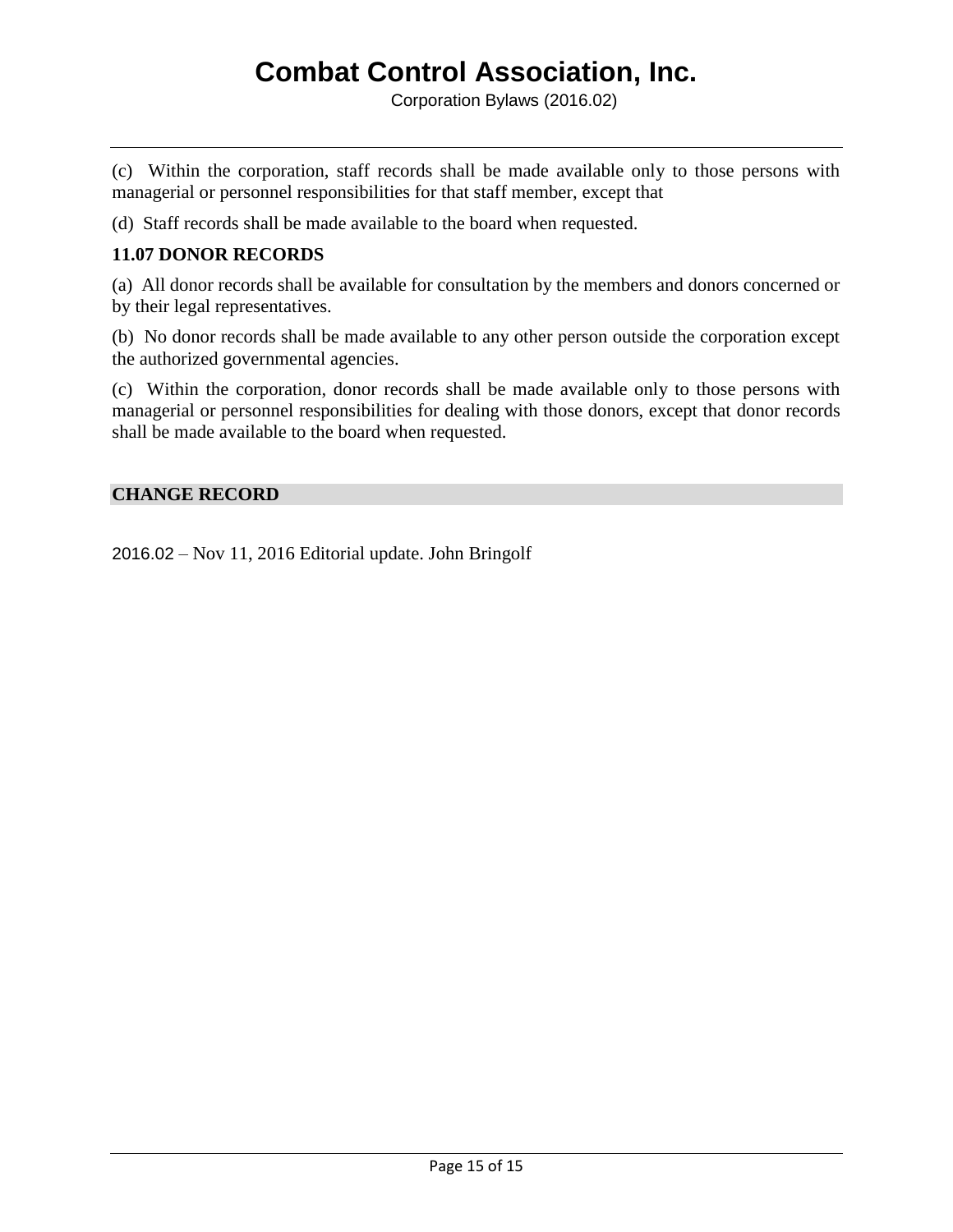(c) Within the corporation, staff records shall be made available only to those persons with managerial or personnel responsibilities for that staff member, except that

(d) Staff records shall be made available to the board when requested.

### 11.07 DONOR RECORDS

(a) All donor records shall be available for consultation by the members and donors concerned or by their legal representatives.

(b) No donor records shall be made available to any other person outside the corporation except the authorized governmental agencies.

(c) Within the corporation, donor records shall be made available only to those persons with managerial or personnel responsibilities for dealing with those donors, except that donor records shall be made available to the board when requested.

## CHANGE RECORD

2016.02 – Nov 11, 2016 Editorial update. John Bringolf